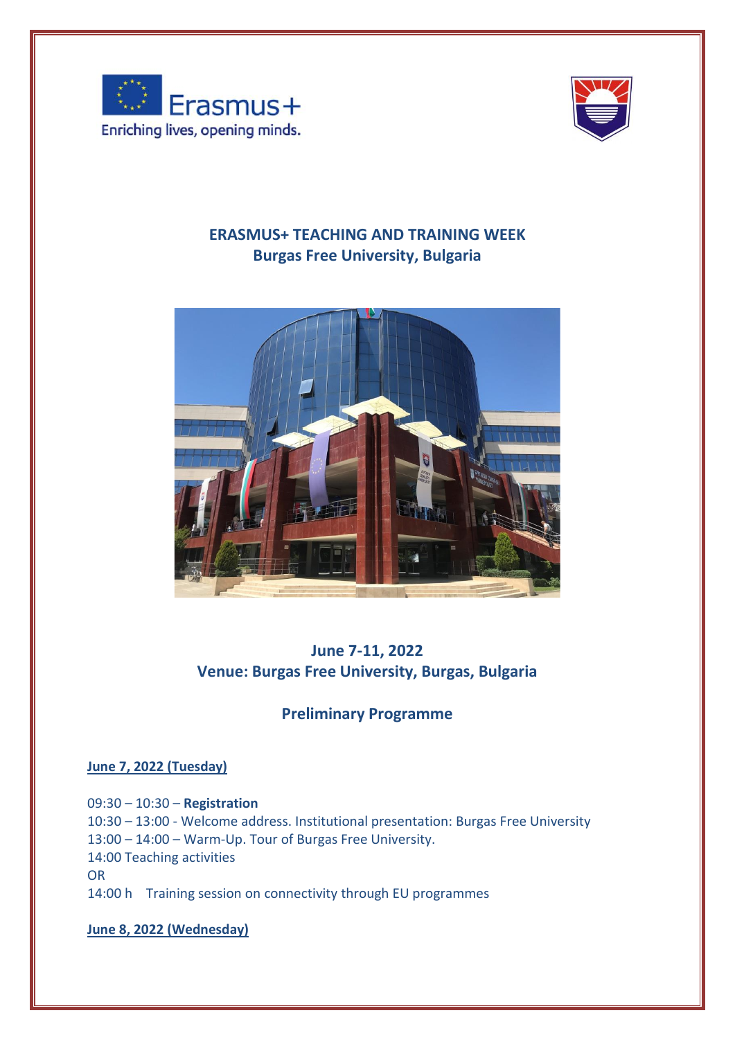Erasmus+
Enriching lives, opening minds.

# ERASMUS+ TEACHING AND TRAINING WEEK
## Burgas Free University, Bulgaria

## June 7-11, 2022
## Venue: Burgas Free University, Burgas, Bulgaria

## Preliminary Programme

**June 7, 2022 (Tuesday)**

09:30 – 10:30 – **Registration**
10:30 – 13:00 - Welcome address. Institutional presentation: Burgas Free University
13:00 – 14:00 – Warm-Up. Tour of Burgas Free University.
14:00 Teaching activities
OR
14:00 h Training session on connectivity through EU programmes

**June 8, 2022 (Wednesday)**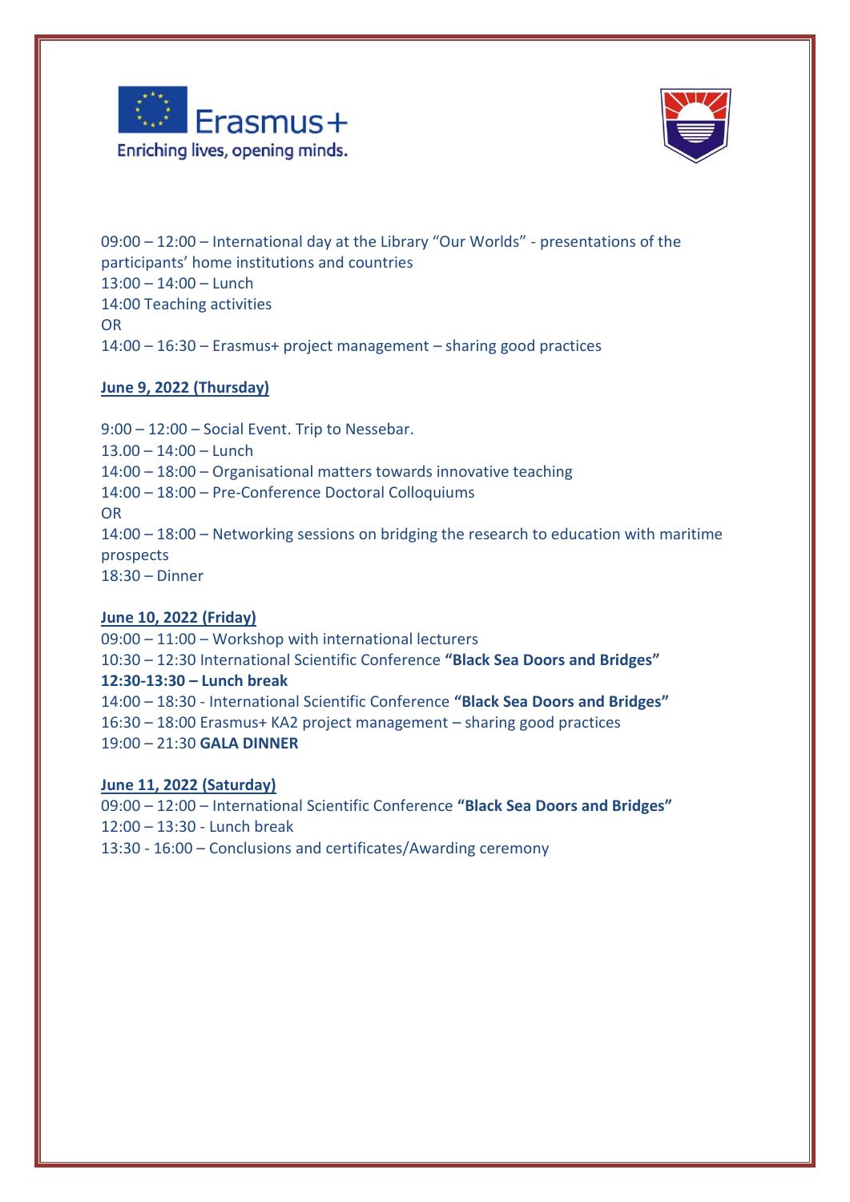09:00 – 12:00 – International day at the Library "Our Worlds" - presentations of the participants' home institutions and countries
13:00 – 14:00 – Lunch
14:00 Teaching activities
OR
14:00 – 16:30 – Erasmus+ project management – sharing good practices

**June 9, 2022 (Thursday)**

9:00 – 12:00 – Social Event. Trip to Nessebar.
13.00 – 14:00 – Lunch
14:00 – 18:00 – Organisational matters towards innovative teaching
14:00 – 18:00 – Pre-Conference Doctoral Colloquiums
OR
14:00 – 18:00 – Networking sessions on bridging the research to education with maritime prospects
18:30 – Dinner

**June 10, 2022 (Friday)**
09:00 – 11:00 – Workshop with international lecturers
10:30 – 12:30 International Scientific Conference **"Black Sea Doors and Bridges"**
**12:30-13:30 – Lunch break**
14:00 – 18:30 - International Scientific Conference **"Black Sea Doors and Bridges"**
16:30 – 18:00 Erasmus+ KA2 project management – sharing good practices
19:00 – 21:30 **GALA DINNER**

**June 11, 2022 (Saturday)**
09:00 – 12:00 – International Scientific Conference **"Black Sea Doors and Bridges"**
12:00 – 13:30 - Lunch break
13:30 - 16:00 – Conclusions and certificates/Awarding ceremony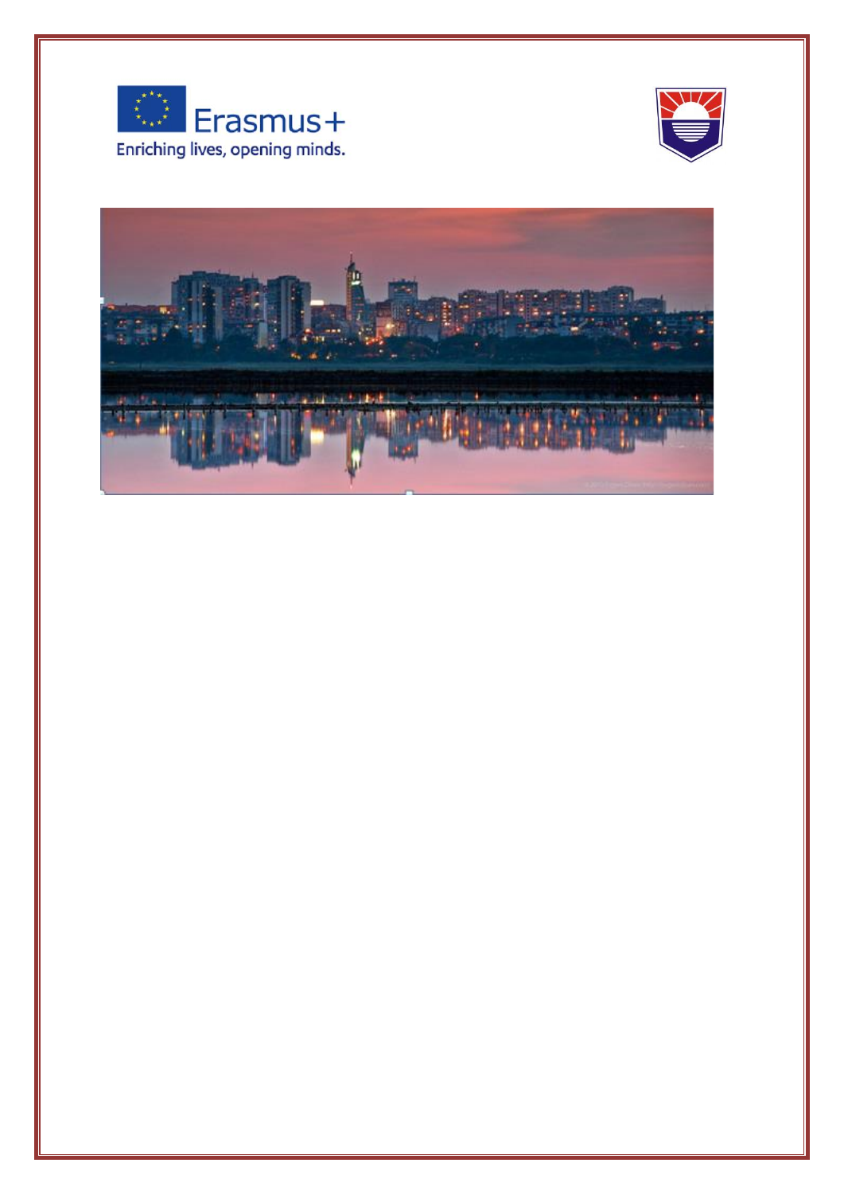Erasmus+

Enriching lives, opening minds.